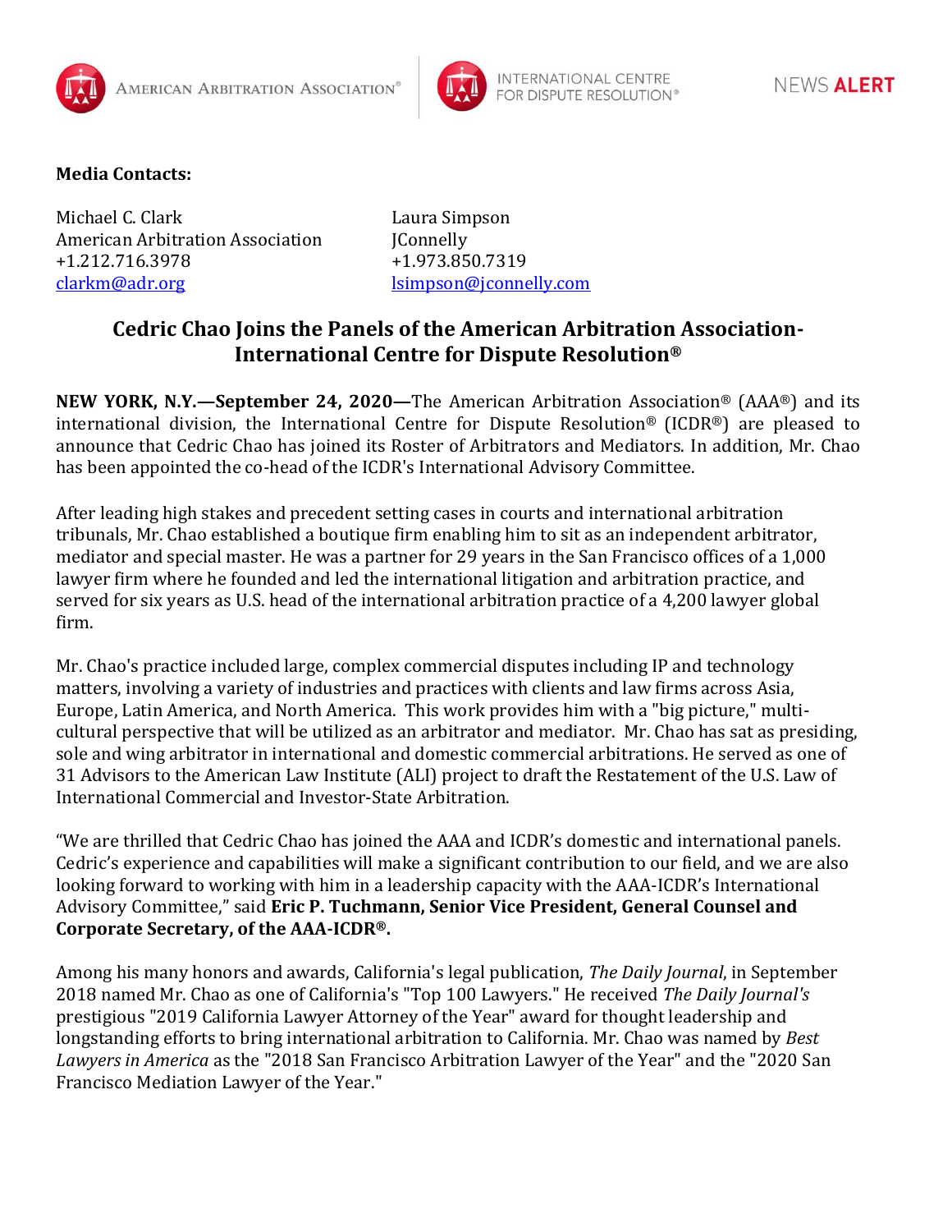American Arbitration Association® | International Centre for Dispute Resolution® | NEWS **ALERT**

**Media Contacts:**

Michael C. Clark
American Arbitration Association
+1.212.716.3978
clarkm@adr.org

Laura Simpson
JConnelly
+1.973.850.7319
lsimpson@jconnelly.com

## Cedric Chao Joins the Panels of the American Arbitration Association-International Centre for Dispute Resolution®

**NEW YORK, N.Y.—September 24, 2020—**The American Arbitration Association® (AAA®) and its international division, the International Centre for Dispute Resolution® (ICDR®) are pleased to announce that Cedric Chao has joined its Roster of Arbitrators and Mediators. In addition, Mr. Chao has been appointed the co-head of the ICDR's International Advisory Committee.

After leading high stakes and precedent setting cases in courts and international arbitration tribunals, Mr. Chao established a boutique firm enabling him to sit as an independent arbitrator, mediator and special master. He was a partner for 29 years in the San Francisco offices of a 1,000 lawyer firm where he founded and led the international litigation and arbitration practice, and served for six years as U.S. head of the international arbitration practice of a 4,200 lawyer global firm.

Mr. Chao's practice included large, complex commercial disputes including IP and technology matters, involving a variety of industries and practices with clients and law firms across Asia, Europe, Latin America, and North America. This work provides him with a "big picture," multi-cultural perspective that will be utilized as an arbitrator and mediator. Mr. Chao has sat as presiding, sole and wing arbitrator in international and domestic commercial arbitrations. He served as one of 31 Advisors to the American Law Institute (ALI) project to draft the Restatement of the U.S. Law of International Commercial and Investor-State Arbitration.

"We are thrilled that Cedric Chao has joined the AAA and ICDR's domestic and international panels. Cedric's experience and capabilities will make a significant contribution to our field, and we are also looking forward to working with him in a leadership capacity with the AAA-ICDR's International Advisory Committee," said **Eric P. Tuchmann, Senior Vice President, General Counsel and Corporate Secretary, of the AAA-ICDR®.**

Among his many honors and awards, California's legal publication, *The Daily Journal*, in September 2018 named Mr. Chao as one of California's "Top 100 Lawyers." He received *The Daily Journal's* prestigious "2019 California Lawyer Attorney of the Year" award for thought leadership and longstanding efforts to bring international arbitration to California. Mr. Chao was named by *Best Lawyers in America* as the "2018 San Francisco Arbitration Lawyer of the Year" and the "2020 San Francisco Mediation Lawyer of the Year."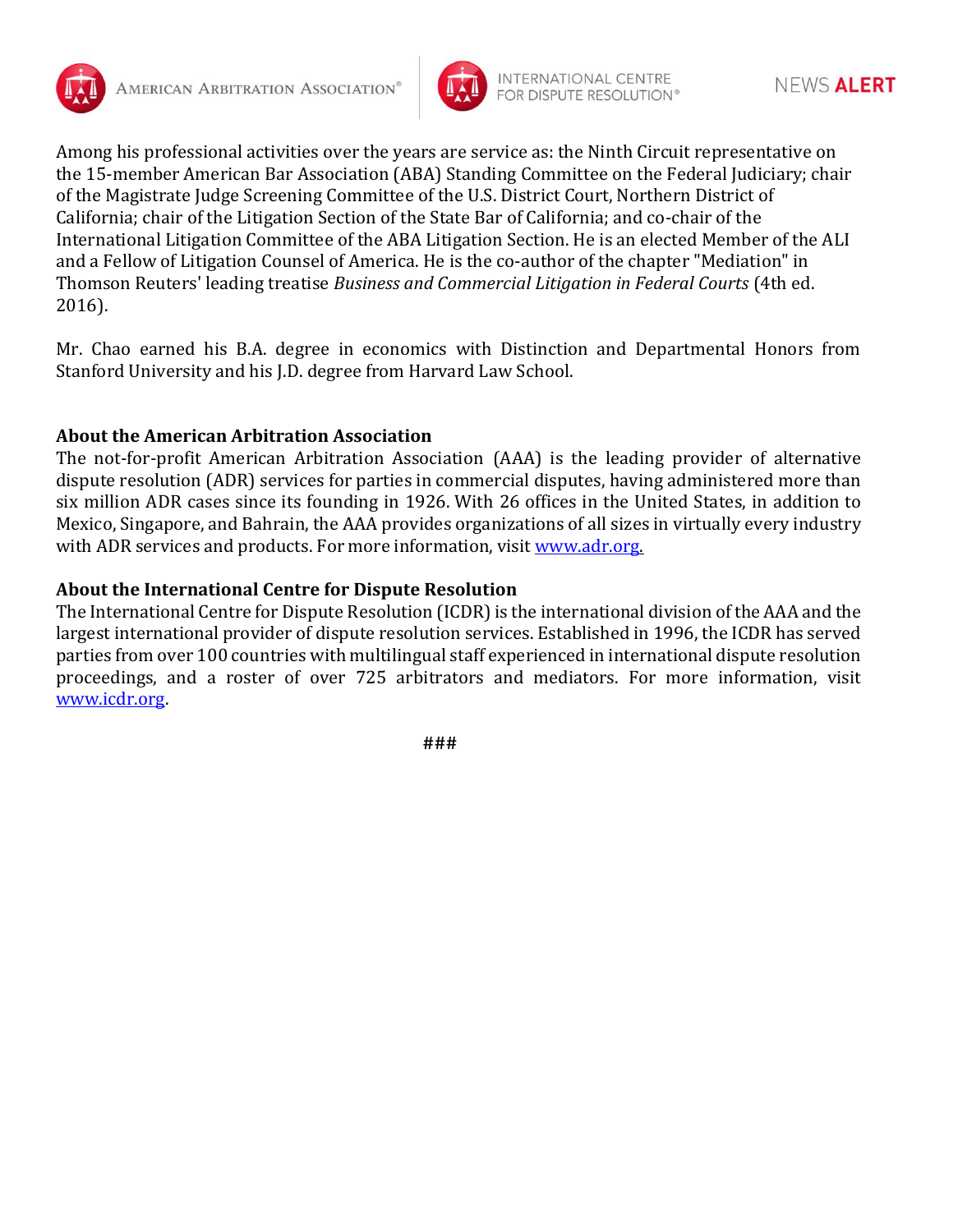Among his professional activities over the years are service as: the Ninth Circuit representative on the 15-member American Bar Association (ABA) Standing Committee on the Federal Judiciary; chair of the Magistrate Judge Screening Committee of the U.S. District Court, Northern District of California; chair of the Litigation Section of the State Bar of California; and co-chair of the International Litigation Committee of the ABA Litigation Section. He is an elected Member of the ALI and a Fellow of Litigation Counsel of America. He is the co-author of the chapter "Mediation" in Thomson Reuters' leading treatise *Business and Commercial Litigation in Federal Courts* (4th ed. 2016).

Mr. Chao earned his B.A. degree in economics with Distinction and Departmental Honors from Stanford University and his J.D. degree from Harvard Law School.

**About the American Arbitration Association**
The not-for-profit American Arbitration Association (AAA) is the leading provider of alternative dispute resolution (ADR) services for parties in commercial disputes, having administered more than six million ADR cases since its founding in 1926. With 26 offices in the United States, in addition to Mexico, Singapore, and Bahrain, the AAA provides organizations of all sizes in virtually every industry with ADR services and products. For more information, visit www.adr.org.

**About the International Centre for Dispute Resolution**
The International Centre for Dispute Resolution (ICDR) is the international division of the AAA and the largest international provider of dispute resolution services. Established in 1996, the ICDR has served parties from over 100 countries with multilingual staff experienced in international dispute resolution proceedings, and a roster of over 725 arbitrators and mediators. For more information, visit www.icdr.org.

###